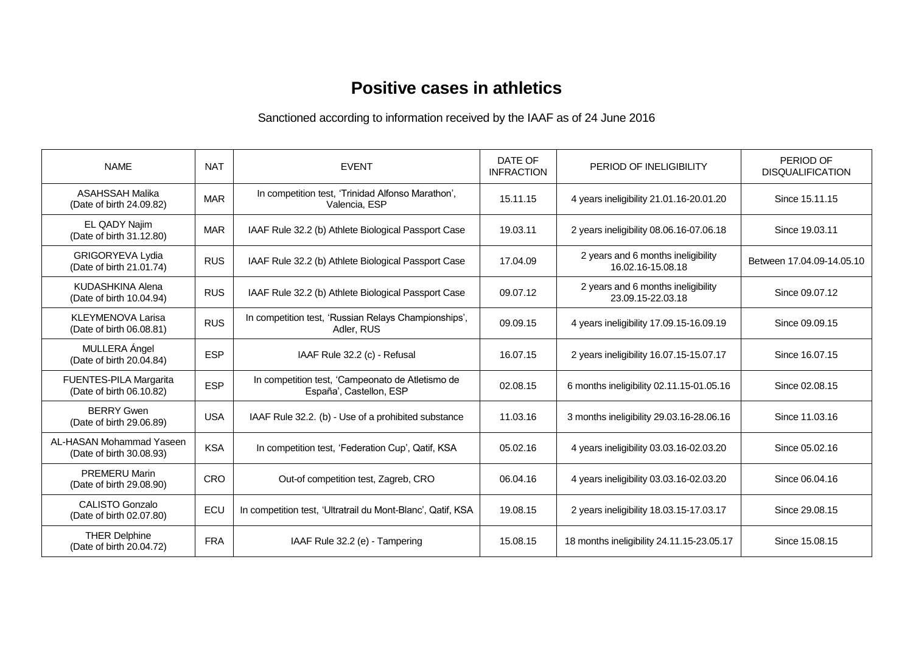# Positive cases in athletics

Sanctioned according to information received by the IAAF as of 24 June 2016

| NAME | NAT | EVENT | DATE OF INFRACTION | PERIOD OF INELIGIBILITY | PERIOD OF DISQUALIFICATION |
|---|---|---|---|---|---|
| ASAHSSAH Malika (Date of birth 24.09.82) | MAR | In competition test, 'Trinidad Alfonso Marathon', Valencia, ESP | 15.11.15 | 4 years ineligibility 21.01.16-20.01.20 | Since 15.11.15 |
| EL QADY Najim (Date of birth 31.12.80) | MAR | IAAF Rule 32.2 (b) Athlete Biological Passport Case | 19.03.11 | 2 years ineligibility 08.06.16-07.06.18 | Since 19.03.11 |
| GRIGORYEVA Lydia (Date of birth 21.01.74) | RUS | IAAF Rule 32.2 (b) Athlete Biological Passport Case | 17.04.09 | 2 years and 6 months ineligibility 16.02.16-15.08.18 | Between 17.04.09-14.05.10 |
| KUDASHKINA Alena (Date of birth 10.04.94) | RUS | IAAF Rule 32.2 (b) Athlete Biological Passport Case | 09.07.12 | 2 years and 6 months ineligibility 23.09.15-22.03.18 | Since 09.07.12 |
| KLEYMENOVA Larisa (Date of birth 06.08.81) | RUS | In competition test, 'Russian Relays Championships', Adler, RUS | 09.09.15 | 4 years ineligibility 17.09.15-16.09.19 | Since 09.09.15 |
| MULLERA Ángel (Date of birth 20.04.84) | ESP | IAAF Rule 32.2 (c) - Refusal | 16.07.15 | 2 years ineligibility 16.07.15-15.07.17 | Since 16.07.15 |
| FUENTES-PILA Margarita (Date of birth 06.10.82) | ESP | In competition test, 'Campeonato de Atletismo de España', Castellon, ESP | 02.08.15 | 6 months ineligibility 02.11.15-01.05.16 | Since 02.08.15 |
| BERRY Gwen (Date of birth 29.06.89) | USA | IAAF Rule 32.2. (b) - Use of a prohibited substance | 11.03.16 | 3 months ineligibility 29.03.16-28.06.16 | Since 11.03.16 |
| AL-HASAN Mohammad Yaseen (Date of birth 30.08.93) | KSA | In competition test, 'Federation Cup', Qatif, KSA | 05.02.16 | 4 years ineligibility 03.03.16-02.03.20 | Since 05.02.16 |
| PREMERU Marin (Date of birth 29.08.90) | CRO | Out-of competition test, Zagreb, CRO | 06.04.16 | 4 years ineligibility 03.03.16-02.03.20 | Since 06.04.16 |
| CALISTO Gonzalo (Date of birth 02.07.80) | ECU | In competition test, 'Ultratrail du Mont-Blanc', Qatif, KSA | 19.08.15 | 2 years ineligibility 18.03.15-17.03.17 | Since 29.08.15 |
| THER Delphine (Date of birth 20.04.72) | FRA | IAAF Rule 32.2 (e) - Tampering | 15.08.15 | 18 months ineligibility 24.11.15-23.05.17 | Since 15.08.15 |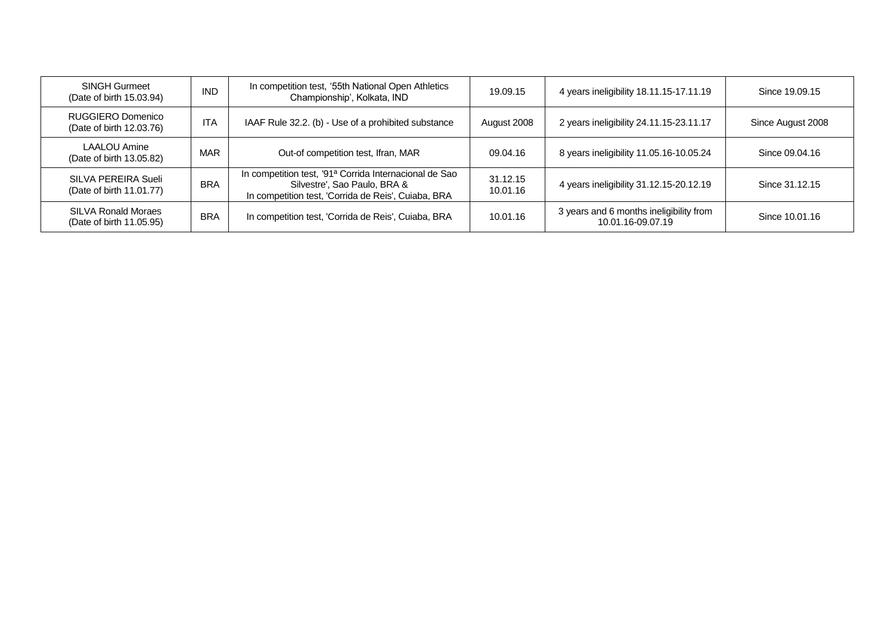| | | | | | |
|---|---|---|---|---|---|
| SINGH Gurmeet (Date of birth 15.03.94) | IND | In competition test, '55th National Open Athletics Championship', Kolkata, IND | 19.09.15 | 4 years ineligibility 18.11.15-17.11.19 | Since 19.09.15 |
| RUGGIERO Domenico (Date of birth 12.03.76) | ITA | IAAF Rule 32.2. (b) - Use of a prohibited substance | August 2008 | 2 years ineligibility 24.11.15-23.11.17 | Since August 2008 |
| LAALOU Amine (Date of birth 13.05.82) | MAR | Out-of competition test, Ifran, MAR | 09.04.16 | 8 years ineligibility 11.05.16-10.05.24 | Since 09.04.16 |
| SILVA PEREIRA Sueli (Date of birth 11.01.77) | BRA | In competition test, '91ª Corrida Internacional de Sao Silvestre', Sao Paulo, BRA & In competition test, 'Corrida de Reis', Cuiaba, BRA | 31.12.15 10.01.16 | 4 years ineligibility 31.12.15-20.12.19 | Since 31.12.15 |
| SILVA Ronald Moraes (Date of birth 11.05.95) | BRA | In competition test, 'Corrida de Reis', Cuiaba, BRA | 10.01.16 | 3 years and 6 months ineligibility from 10.01.16-09.07.19 | Since 10.01.16 |